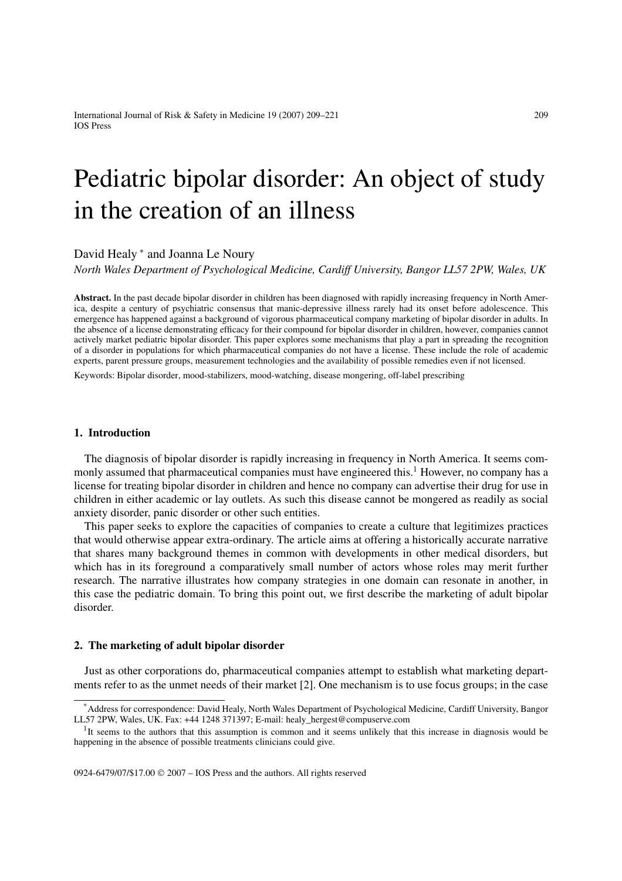# Pediatric bipolar disorder: An object of study in the creation of an illness

David Healy * and Joanna Le Noury

*North Wales Department of Psychological Medicine, Cardiff University, Bangor LL57 2PW, Wales, UK*

**Abstract.** In the past decade bipolar disorder in children has been diagnosed with rapidly increasing frequency in North America, despite a century of psychiatric consensus that manic-depressive illness rarely had its onset before adolescence. This emergence has happened against a background of vigorous pharmaceutical company marketing of bipolar disorder in adults. In the absence of a license demonstrating efficacy for their compound for bipolar disorder in children, however, companies cannot actively market pediatric bipolar disorder. This paper explores some mechanisms that play a part in spreading the recognition of a disorder in populations for which pharmaceutical companies do not have a license. These include the role of academic experts, parent pressure groups, measurement technologies and the availability of possible remedies even if not licensed.

Keywords: Bipolar disorder, mood-stabilizers, mood-watching, disease mongering, off-label prescribing

## 1. Introduction

The diagnosis of bipolar disorder is rapidly increasing in frequency in North America. It seems commonly assumed that pharmaceutical companies must have engineered this.[1] However, no company has a license for treating bipolar disorder in children and hence no company can advertise their drug for use in children in either academic or lay outlets. As such this disease cannot be mongered as readily as social anxiety disorder, panic disorder or other such entities.

This paper seeks to explore the capacities of companies to create a culture that legitimizes practices that would otherwise appear extra-ordinary. The article aims at offering a historically accurate narrative that shares many background themes in common with developments in other medical disorders, but which has in its foreground a comparatively small number of actors whose roles may merit further research. The narrative illustrates how company strategies in one domain can resonate in another, in this case the pediatric domain. To bring this point out, we first describe the marketing of adult bipolar disorder.

## 2. The marketing of adult bipolar disorder

Just as other corporations do, pharmaceutical companies attempt to establish what marketing departments refer to as the unmet needs of their market [2]. One mechanism is to use focus groups; in the case

---

*Address for correspondence: David Healy, North Wales Department of Psychological Medicine, Cardiff University, Bangor LL57 2PW, Wales, UK. Fax: +44 1248 371397; E-mail: healy_hergest@compuserve.com

[1] It seems to the authors that this assumption is common and it seems unlikely that this increase in diagnosis would be happening in the absence of possible treatments clinicians could give.

0924-6479/07/$17.00 © 2007 – IOS Press and the authors. All rights reserved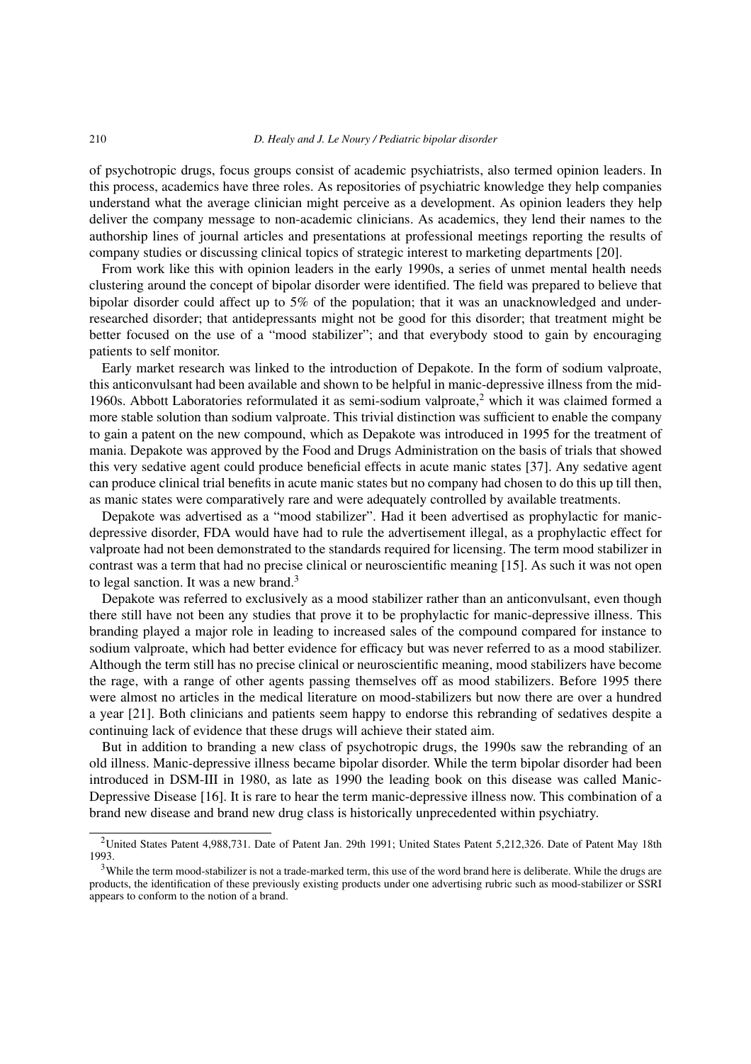of psychotropic drugs, focus groups consist of academic psychiatrists, also termed opinion leaders. In this process, academics have three roles. As repositories of psychiatric knowledge they help companies understand what the average clinician might perceive as a development. As opinion leaders they help deliver the company message to non-academic clinicians. As academics, they lend their names to the authorship lines of journal articles and presentations at professional meetings reporting the results of company studies or discussing clinical topics of strategic interest to marketing departments [20].

From work like this with opinion leaders in the early 1990s, a series of unmet mental health needs clustering around the concept of bipolar disorder were identified. The field was prepared to believe that bipolar disorder could affect up to 5% of the population; that it was an unacknowledged and under-researched disorder; that antidepressants might not be good for this disorder; that treatment might be better focused on the use of a "mood stabilizer"; and that everybody stood to gain by encouraging patients to self monitor.

Early market research was linked to the introduction of Depakote. In the form of sodium valproate, this anticonvulsant had been available and shown to be helpful in manic-depressive illness from the mid-1960s. Abbott Laboratories reformulated it as semi-sodium valproate,[2] which it was claimed formed a more stable solution than sodium valproate. This trivial distinction was sufficient to enable the company to gain a patent on the new compound, which as Depakote was introduced in 1995 for the treatment of mania. Depakote was approved by the Food and Drugs Administration on the basis of trials that showed this very sedative agent could produce beneficial effects in acute manic states [37]. Any sedative agent can produce clinical trial benefits in acute manic states but no company had chosen to do this up till then, as manic states were comparatively rare and were adequately controlled by available treatments.

Depakote was advertised as a "mood stabilizer". Had it been advertised as prophylactic for manic-depressive disorder, FDA would have had to rule the advertisement illegal, as a prophylactic effect for valproate had not been demonstrated to the standards required for licensing. The term mood stabilizer in contrast was a term that had no precise clinical or neuroscientific meaning [15]. As such it was not open to legal sanction. It was a new brand.[3]

Depakote was referred to exclusively as a mood stabilizer rather than an anticonvulsant, even though there still have not been any studies that prove it to be prophylactic for manic-depressive illness. This branding played a major role in leading to increased sales of the compound compared for instance to sodium valproate, which had better evidence for efficacy but was never referred to as a mood stabilizer. Although the term still has no precise clinical or neuroscientific meaning, mood stabilizers have become the rage, with a range of other agents passing themselves off as mood stabilizers. Before 1995 there were almost no articles in the medical literature on mood-stabilizers but now there are over a hundred a year [21]. Both clinicians and patients seem happy to endorse this rebranding of sedatives despite a continuing lack of evidence that these drugs will achieve their stated aim.

But in addition to branding a new class of psychotropic drugs, the 1990s saw the rebranding of an old illness. Manic-depressive illness became bipolar disorder. While the term bipolar disorder had been introduced in DSM-III in 1980, as late as 1990 the leading book on this disease was called Manic-Depressive Disease [16]. It is rare to hear the term manic-depressive illness now. This combination of a brand new disease and brand new drug class is historically unprecedented within psychiatry.

---

[2] United States Patent 4,988,731. Date of Patent Jan. 29th 1991; United States Patent 5,212,326. Date of Patent May 18th 1993.

[3] While the term mood-stabilizer is not a trade-marked term, this use of the word brand here is deliberate. While the drugs are products, the identification of these previously existing products under one advertising rubric such as mood-stabilizer or SSRI appears to conform to the notion of a brand.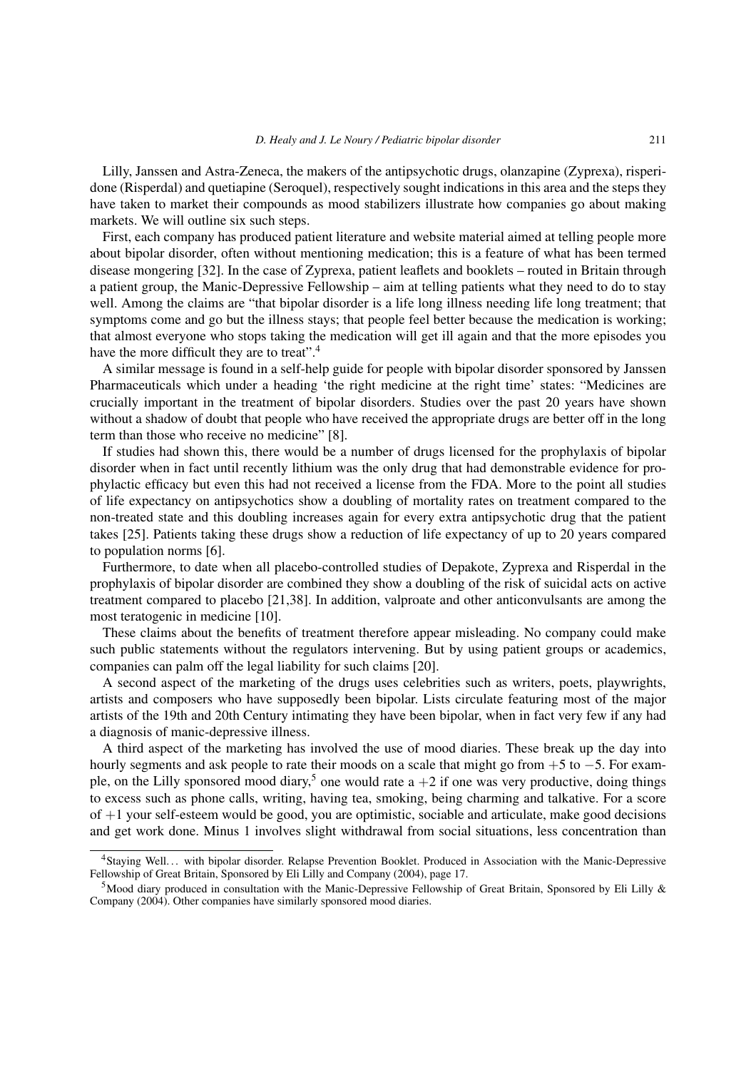Lilly, Janssen and Astra-Zeneca, the makers of the antipsychotic drugs, olanzapine (Zyprexa), risperidone (Risperdal) and quetiapine (Seroquel), respectively sought indications in this area and the steps they have taken to market their compounds as mood stabilizers illustrate how companies go about making markets. We will outline six such steps.

First, each company has produced patient literature and website material aimed at telling people more about bipolar disorder, often without mentioning medication; this is a feature of what has been termed disease mongering [32]. In the case of Zyprexa, patient leaflets and booklets – routed in Britain through a patient group, the Manic-Depressive Fellowship – aim at telling patients what they need to do to stay well. Among the claims are "that bipolar disorder is a life long illness needing life long treatment; that symptoms come and go but the illness stays; that people feel better because the medication is working; that almost everyone who stops taking the medication will get ill again and that the more episodes you have the more difficult they are to treat".[4]

A similar message is found in a self-help guide for people with bipolar disorder sponsored by Janssen Pharmaceuticals which under a heading 'the right medicine at the right time' states: "Medicines are crucially important in the treatment of bipolar disorders. Studies over the past 20 years have shown without a shadow of doubt that people who have received the appropriate drugs are better off in the long term than those who receive no medicine" [8].

If studies had shown this, there would be a number of drugs licensed for the prophylaxis of bipolar disorder when in fact until recently lithium was the only drug that had demonstrable evidence for prophylactic efficacy but even this had not received a license from the FDA. More to the point all studies of life expectancy on antipsychotics show a doubling of mortality rates on treatment compared to the non-treated state and this doubling increases again for every extra antipsychotic drug that the patient takes [25]. Patients taking these drugs show a reduction of life expectancy of up to 20 years compared to population norms [6].

Furthermore, to date when all placebo-controlled studies of Depakote, Zyprexa and Risperdal in the prophylaxis of bipolar disorder are combined they show a doubling of the risk of suicidal acts on active treatment compared to placebo [21,38]. In addition, valproate and other anticonvulsants are among the most teratogenic in medicine [10].

These claims about the benefits of treatment therefore appear misleading. No company could make such public statements without the regulators intervening. But by using patient groups or academics, companies can palm off the legal liability for such claims [20].

A second aspect of the marketing of the drugs uses celebrities such as writers, poets, playwrights, artists and composers who have supposedly been bipolar. Lists circulate featuring most of the major artists of the 19th and 20th Century intimating they have been bipolar, when in fact very few if any had a diagnosis of manic-depressive illness.

A third aspect of the marketing has involved the use of mood diaries. These break up the day into hourly segments and ask people to rate their moods on a scale that might go from $+5$ to $-5$. For example, on the Lilly sponsored mood diary,[5] one would rate a $+2$ if one was very productive, doing things to excess such as phone calls, writing, having tea, smoking, being charming and talkative. For a score of $+1$ your self-esteem would be good, you are optimistic, sociable and articulate, make good decisions and get work done. Minus 1 involves slight withdrawal from social situations, less concentration than

---

[4] Staying Well… with bipolar disorder. Relapse Prevention Booklet. Produced in Association with the Manic-Depressive Fellowship of Great Britain, Sponsored by Eli Lilly and Company (2004), page 17.

[5] Mood diary produced in consultation with the Manic-Depressive Fellowship of Great Britain, Sponsored by Eli Lilly & Company (2004). Other companies have similarly sponsored mood diaries.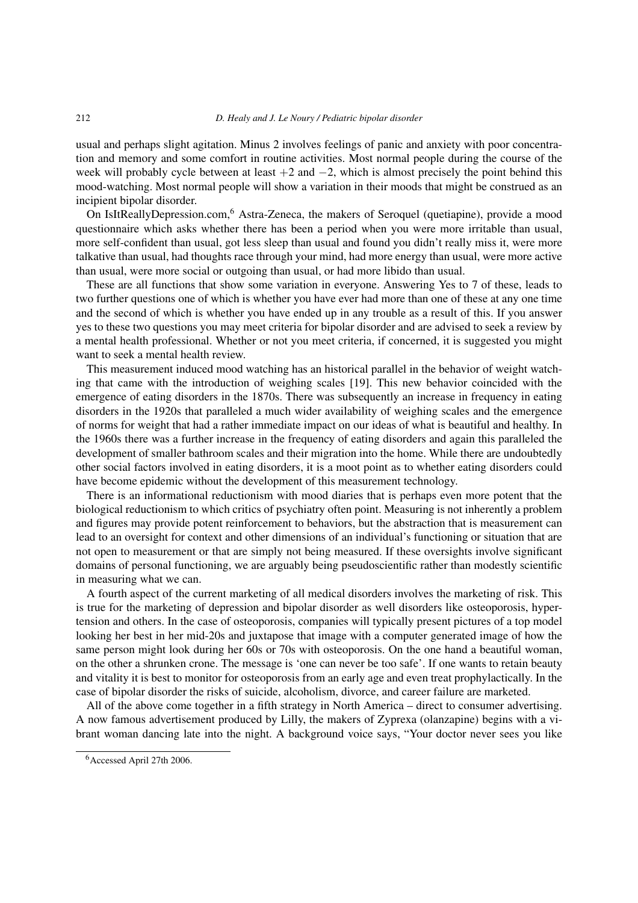usual and perhaps slight agitation. Minus 2 involves feelings of panic and anxiety with poor concentration and memory and some comfort in routine activities. Most normal people during the course of the week will probably cycle between at least $+2$ and $-2$, which is almost precisely the point behind this mood-watching. Most normal people will show a variation in their moods that might be construed as an incipient bipolar disorder.

On IsItReallyDepression.com,[6] Astra-Zeneca, the makers of Seroquel (quetiapine), provide a mood questionnaire which asks whether there has been a period when you were more irritable than usual, more self-confident than usual, got less sleep than usual and found you didn't really miss it, were more talkative than usual, had thoughts race through your mind, had more energy than usual, were more active than usual, were more social or outgoing than usual, or had more libido than usual.

These are all functions that show some variation in everyone. Answering Yes to 7 of these, leads to two further questions one of which is whether you have ever had more than one of these at any one time and the second of which is whether you have ended up in any trouble as a result of this. If you answer yes to these two questions you may meet criteria for bipolar disorder and are advised to seek a review by a mental health professional. Whether or not you meet criteria, if concerned, it is suggested you might want to seek a mental health review.

This measurement induced mood watching has an historical parallel in the behavior of weight watching that came with the introduction of weighing scales [19]. This new behavior coincided with the emergence of eating disorders in the 1870s. There was subsequently an increase in frequency in eating disorders in the 1920s that paralleled a much wider availability of weighing scales and the emergence of norms for weight that had a rather immediate impact on our ideas of what is beautiful and healthy. In the 1960s there was a further increase in the frequency of eating disorders and again this paralleled the development of smaller bathroom scales and their migration into the home. While there are undoubtedly other social factors involved in eating disorders, it is a moot point as to whether eating disorders could have become epidemic without the development of this measurement technology.

There is an informational reductionism with mood diaries that is perhaps even more potent that the biological reductionism to which critics of psychiatry often point. Measuring is not inherently a problem and figures may provide potent reinforcement to behaviors, but the abstraction that is measurement can lead to an oversight for context and other dimensions of an individual's functioning or situation that are not open to measurement or that are simply not being measured. If these oversights involve significant domains of personal functioning, we are arguably being pseudoscientific rather than modestly scientific in measuring what we can.

A fourth aspect of the current marketing of all medical disorders involves the marketing of risk. This is true for the marketing of depression and bipolar disorder as well disorders like osteoporosis, hypertension and others. In the case of osteoporosis, companies will typically present pictures of a top model looking her best in her mid-20s and juxtapose that image with a computer generated image of how the same person might look during her 60s or 70s with osteoporosis. On the one hand a beautiful woman, on the other a shrunken crone. The message is 'one can never be too safe'. If one wants to retain beauty and vitality it is best to monitor for osteoporosis from an early age and even treat prophylactically. In the case of bipolar disorder the risks of suicide, alcoholism, divorce, and career failure are marketed.

All of the above come together in a fifth strategy in North America – direct to consumer advertising. A now famous advertisement produced by Lilly, the makers of Zyprexa (olanzapine) begins with a vibrant woman dancing late into the night. A background voice says, "Your doctor never sees you like

[6] Accessed April 27th 2006.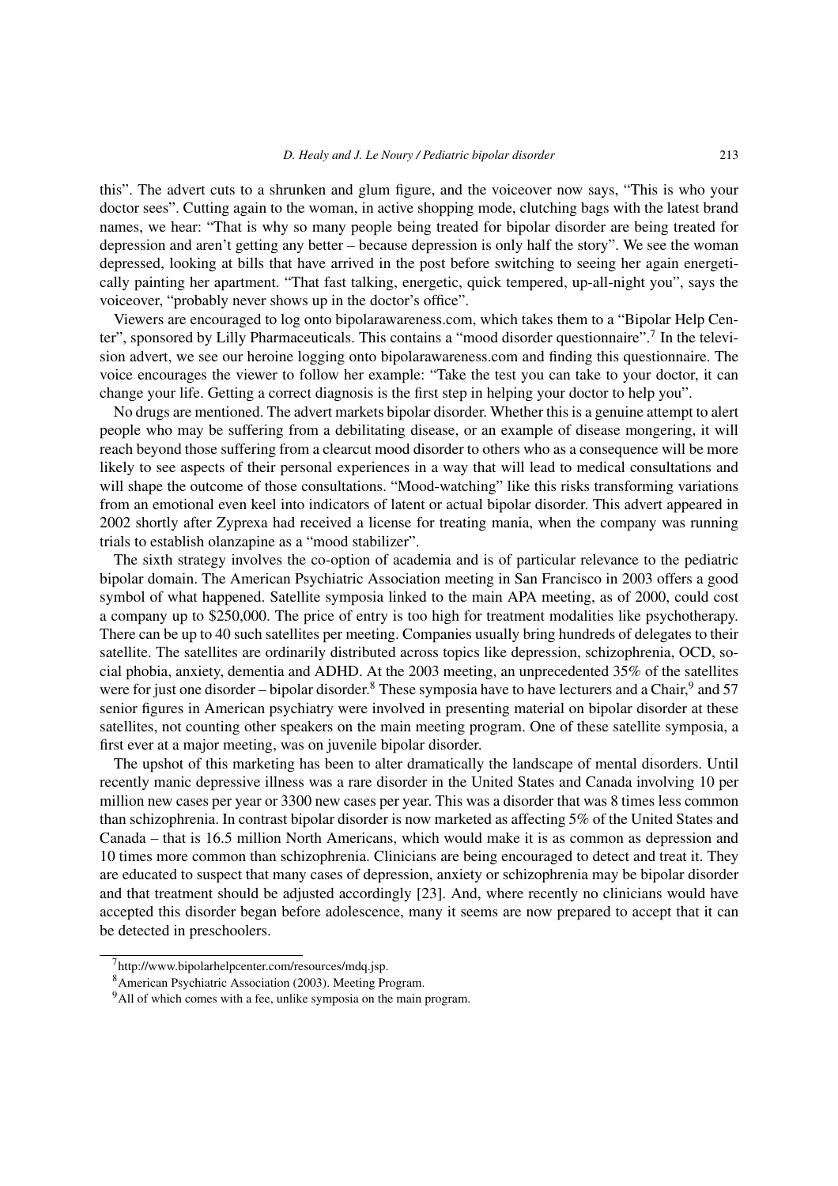this". The advert cuts to a shrunken and glum figure, and the voiceover now says, "This is who your doctor sees". Cutting again to the woman, in active shopping mode, clutching bags with the latest brand names, we hear: "That is why so many people being treated for bipolar disorder are being treated for depression and aren't getting any better – because depression is only half the story". We see the woman depressed, looking at bills that have arrived in the post before switching to seeing her again energetically painting her apartment. "That fast talking, energetic, quick tempered, up-all-night you", says the voiceover, "probably never shows up in the doctor's office".

Viewers are encouraged to log onto bipolarawareness.com, which takes them to a "Bipolar Help Center", sponsored by Lilly Pharmaceuticals. This contains a "mood disorder questionnaire".[7] In the television advert, we see our heroine logging onto bipolarawareness.com and finding this questionnaire. The voice encourages the viewer to follow her example: "Take the test you can take to your doctor, it can change your life. Getting a correct diagnosis is the first step in helping your doctor to help you".

No drugs are mentioned. The advert markets bipolar disorder. Whether this is a genuine attempt to alert people who may be suffering from a debilitating disease, or an example of disease mongering, it will reach beyond those suffering from a clearcut mood disorder to others who as a consequence will be more likely to see aspects of their personal experiences in a way that will lead to medical consultations and will shape the outcome of those consultations. "Mood-watching" like this risks transforming variations from an emotional even keel into indicators of latent or actual bipolar disorder. This advert appeared in 2002 shortly after Zyprexa had received a license for treating mania, when the company was running trials to establish olanzapine as a "mood stabilizer".

The sixth strategy involves the co-option of academia and is of particular relevance to the pediatric bipolar domain. The American Psychiatric Association meeting in San Francisco in 2003 offers a good symbol of what happened. Satellite symposia linked to the main APA meeting, as of 2000, could cost a company up to $250,000. The price of entry is too high for treatment modalities like psychotherapy. There can be up to 40 such satellites per meeting. Companies usually bring hundreds of delegates to their satellite. The satellites are ordinarily distributed across topics like depression, schizophrenia, OCD, social phobia, anxiety, dementia and ADHD. At the 2003 meeting, an unprecedented 35% of the satellites were for just one disorder – bipolar disorder.[8] These symposia have to have lecturers and a Chair,[9] and 57 senior figures in American psychiatry were involved in presenting material on bipolar disorder at these satellites, not counting other speakers on the main meeting program. One of these satellite symposia, a first ever at a major meeting, was on juvenile bipolar disorder.

The upshot of this marketing has been to alter dramatically the landscape of mental disorders. Until recently manic depressive illness was a rare disorder in the United States and Canada involving 10 per million new cases per year or 3300 new cases per year. This was a disorder that was 8 times less common than schizophrenia. In contrast bipolar disorder is now marketed as affecting 5% of the United States and Canada – that is 16.5 million North Americans, which would make it is as common as depression and 10 times more common than schizophrenia. Clinicians are being encouraged to detect and treat it. They are educated to suspect that many cases of depression, anxiety or schizophrenia may be bipolar disorder and that treatment should be adjusted accordingly [23]. And, where recently no clinicians would have accepted this disorder began before adolescence, many it seems are now prepared to accept that it can be detected in preschoolers.

---

[7] http://www.bipolarhelpcenter.com/resources/mdq.jsp.

[8] American Psychiatric Association (2003). Meeting Program.

[9] All of which comes with a fee, unlike symposia on the main program.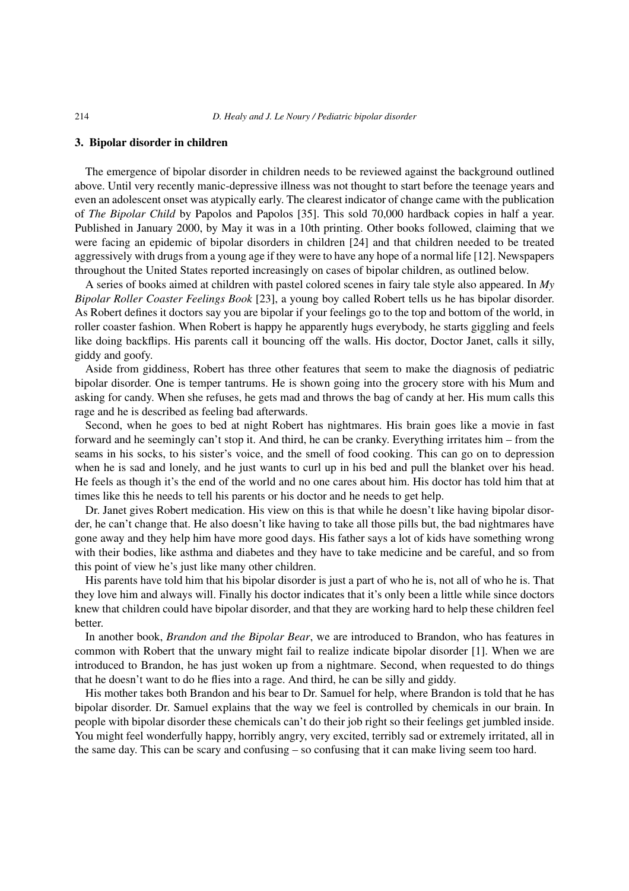## 3. Bipolar disorder in children

The emergence of bipolar disorder in children needs to be reviewed against the background outlined above. Until very recently manic-depressive illness was not thought to start before the teenage years and even an adolescent onset was atypically early. The clearest indicator of change came with the publication of *The Bipolar Child* by Papolos and Papolos [35]. This sold 70,000 hardback copies in half a year. Published in January 2000, by May it was in a 10th printing. Other books followed, claiming that we were facing an epidemic of bipolar disorders in children [24] and that children needed to be treated aggressively with drugs from a young age if they were to have any hope of a normal life [12]. Newspapers throughout the United States reported increasingly on cases of bipolar children, as outlined below.

A series of books aimed at children with pastel colored scenes in fairy tale style also appeared. In *My Bipolar Roller Coaster Feelings Book* [23], a young boy called Robert tells us he has bipolar disorder. As Robert defines it doctors say you are bipolar if your feelings go to the top and bottom of the world, in roller coaster fashion. When Robert is happy he apparently hugs everybody, he starts giggling and feels like doing backflips. His parents call it bouncing off the walls. His doctor, Doctor Janet, calls it silly, giddy and goofy.

Aside from giddiness, Robert has three other features that seem to make the diagnosis of pediatric bipolar disorder. One is temper tantrums. He is shown going into the grocery store with his Mum and asking for candy. When she refuses, he gets mad and throws the bag of candy at her. His mum calls this rage and he is described as feeling bad afterwards.

Second, when he goes to bed at night Robert has nightmares. His brain goes like a movie in fast forward and he seemingly can't stop it. And third, he can be cranky. Everything irritates him – from the seams in his socks, to his sister's voice, and the smell of food cooking. This can go on to depression when he is sad and lonely, and he just wants to curl up in his bed and pull the blanket over his head. He feels as though it's the end of the world and no one cares about him. His doctor has told him that at times like this he needs to tell his parents or his doctor and he needs to get help.

Dr. Janet gives Robert medication. His view on this is that while he doesn't like having bipolar disorder, he can't change that. He also doesn't like having to take all those pills but, the bad nightmares have gone away and they help him have more good days. His father says a lot of kids have something wrong with their bodies, like asthma and diabetes and they have to take medicine and be careful, and so from this point of view he's just like many other children.

His parents have told him that his bipolar disorder is just a part of who he is, not all of who he is. That they love him and always will. Finally his doctor indicates that it's only been a little while since doctors knew that children could have bipolar disorder, and that they are working hard to help these children feel better.

In another book, *Brandon and the Bipolar Bear*, we are introduced to Brandon, who has features in common with Robert that the unwary might fail to realize indicate bipolar disorder [1]. When we are introduced to Brandon, he has just woken up from a nightmare. Second, when requested to do things that he doesn't want to do he flies into a rage. And third, he can be silly and giddy.

His mother takes both Brandon and his bear to Dr. Samuel for help, where Brandon is told that he has bipolar disorder. Dr. Samuel explains that the way we feel is controlled by chemicals in our brain. In people with bipolar disorder these chemicals can't do their job right so their feelings get jumbled inside. You might feel wonderfully happy, horribly angry, very excited, terribly sad or extremely irritated, all in the same day. This can be scary and confusing – so confusing that it can make living seem too hard.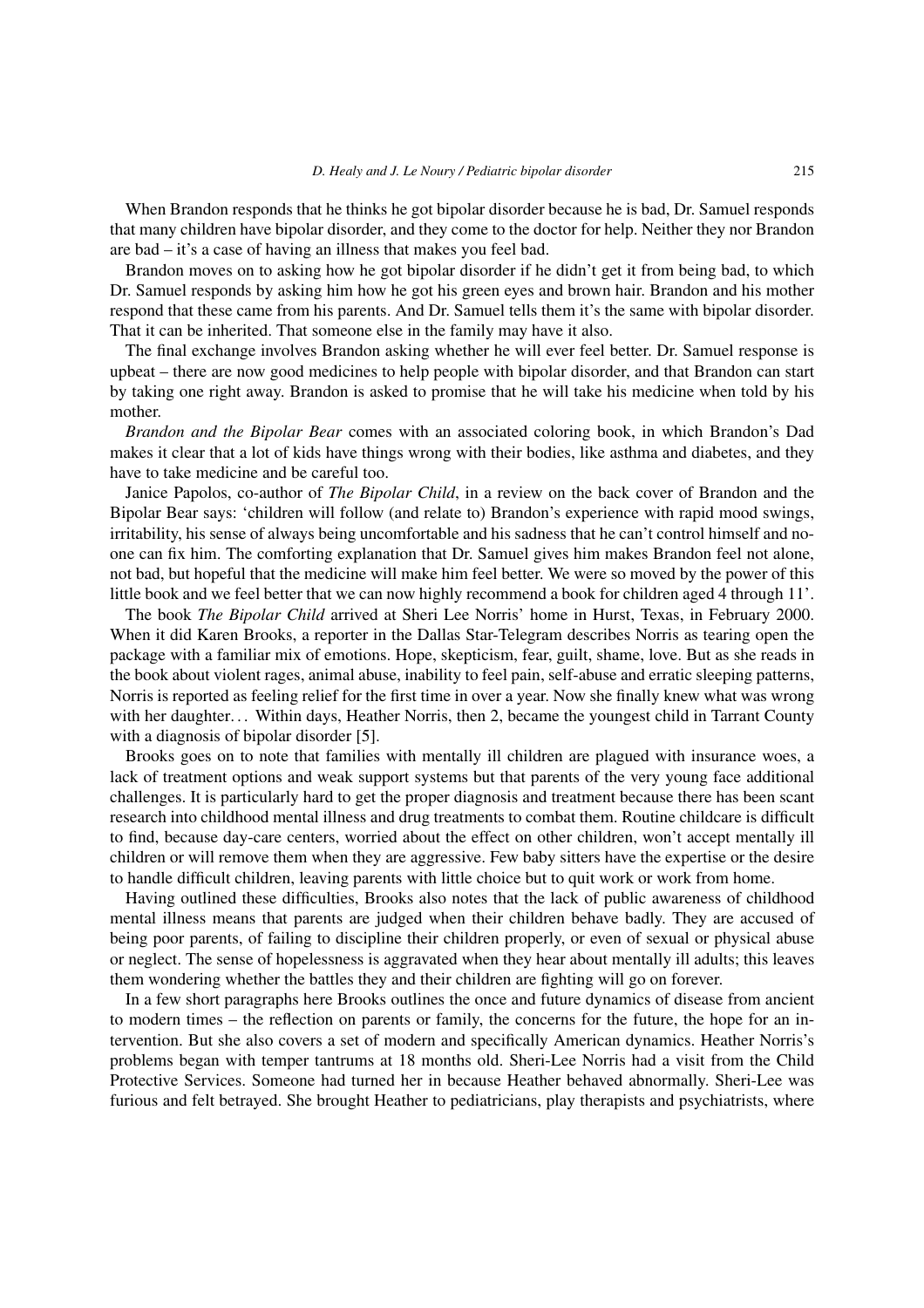When Brandon responds that he thinks he got bipolar disorder because he is bad, Dr. Samuel responds that many children have bipolar disorder, and they come to the doctor for help. Neither they nor Brandon are bad – it's a case of having an illness that makes you feel bad.

Brandon moves on to asking how he got bipolar disorder if he didn't get it from being bad, to which Dr. Samuel responds by asking him how he got his green eyes and brown hair. Brandon and his mother respond that these came from his parents. And Dr. Samuel tells them it's the same with bipolar disorder. That it can be inherited. That someone else in the family may have it also.

The final exchange involves Brandon asking whether he will ever feel better. Dr. Samuel response is upbeat – there are now good medicines to help people with bipolar disorder, and that Brandon can start by taking one right away. Brandon is asked to promise that he will take his medicine when told by his mother.

*Brandon and the Bipolar Bear* comes with an associated coloring book, in which Brandon's Dad makes it clear that a lot of kids have things wrong with their bodies, like asthma and diabetes, and they have to take medicine and be careful too.

Janice Papolos, co-author of *The Bipolar Child*, in a review on the back cover of Brandon and the Bipolar Bear says: 'children will follow (and relate to) Brandon's experience with rapid mood swings, irritability, his sense of always being uncomfortable and his sadness that he can't control himself and no-one can fix him. The comforting explanation that Dr. Samuel gives him makes Brandon feel not alone, not bad, but hopeful that the medicine will make him feel better. We were so moved by the power of this little book and we feel better that we can now highly recommend a book for children aged 4 through 11'.

The book *The Bipolar Child* arrived at Sheri Lee Norris' home in Hurst, Texas, in February 2000. When it did Karen Brooks, a reporter in the Dallas Star-Telegram describes Norris as tearing open the package with a familiar mix of emotions. Hope, skepticism, fear, guilt, shame, love. But as she reads in the book about violent rages, animal abuse, inability to feel pain, self-abuse and erratic sleeping patterns, Norris is reported as feeling relief for the first time in over a year. Now she finally knew what was wrong with her daughter… Within days, Heather Norris, then 2, became the youngest child in Tarrant County with a diagnosis of bipolar disorder [5].

Brooks goes on to note that families with mentally ill children are plagued with insurance woes, a lack of treatment options and weak support systems but that parents of the very young face additional challenges. It is particularly hard to get the proper diagnosis and treatment because there has been scant research into childhood mental illness and drug treatments to combat them. Routine childcare is difficult to find, because day-care centers, worried about the effect on other children, won't accept mentally ill children or will remove them when they are aggressive. Few baby sitters have the expertise or the desire to handle difficult children, leaving parents with little choice but to quit work or work from home.

Having outlined these difficulties, Brooks also notes that the lack of public awareness of childhood mental illness means that parents are judged when their children behave badly. They are accused of being poor parents, of failing to discipline their children properly, or even of sexual or physical abuse or neglect. The sense of hopelessness is aggravated when they hear about mentally ill adults; this leaves them wondering whether the battles they and their children are fighting will go on forever.

In a few short paragraphs here Brooks outlines the once and future dynamics of disease from ancient to modern times – the reflection on parents or family, the concerns for the future, the hope for an intervention. But she also covers a set of modern and specifically American dynamics. Heather Norris's problems began with temper tantrums at 18 months old. Sheri-Lee Norris had a visit from the Child Protective Services. Someone had turned her in because Heather behaved abnormally. Sheri-Lee was furious and felt betrayed. She brought Heather to pediatricians, play therapists and psychiatrists, where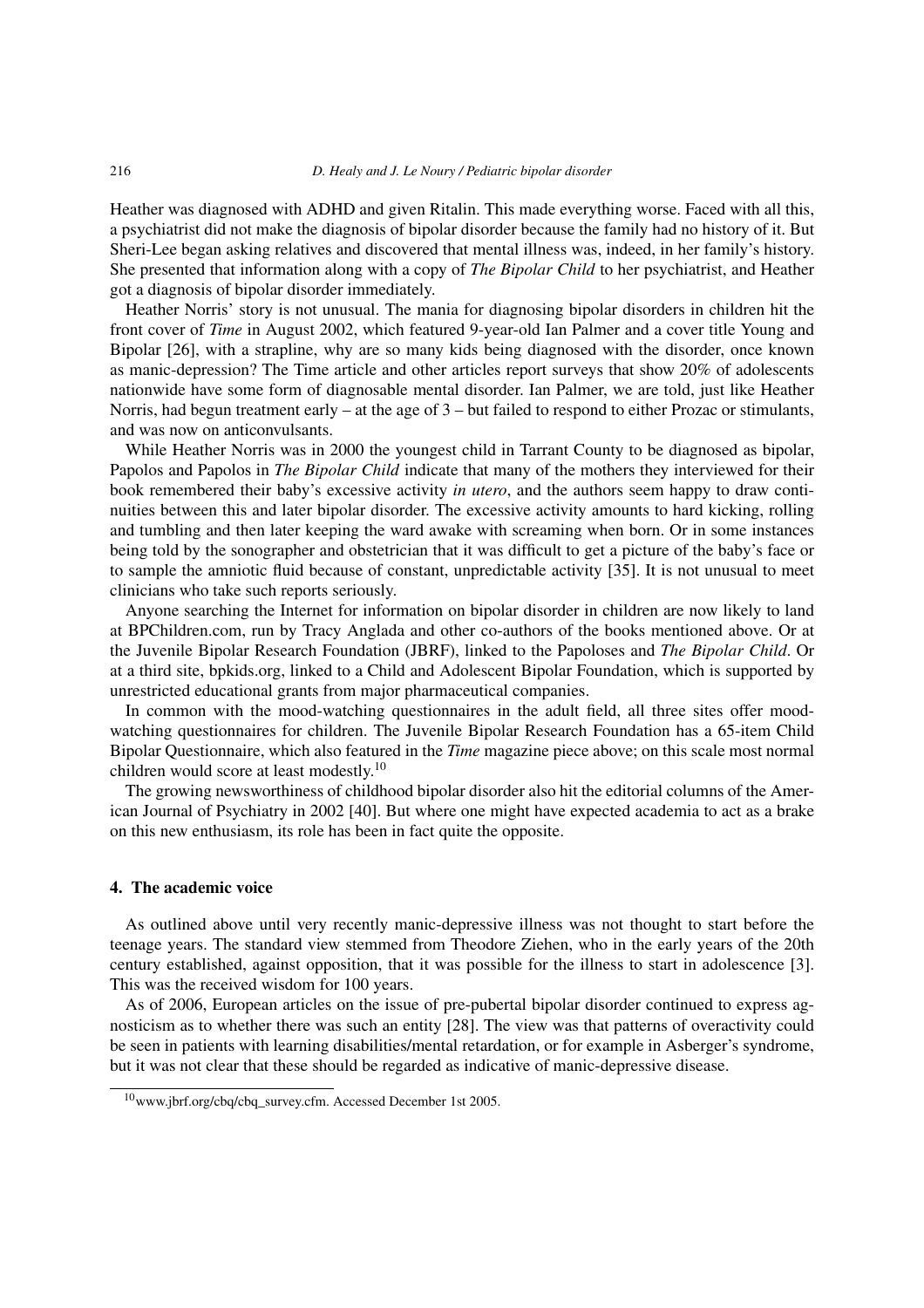Heather was diagnosed with ADHD and given Ritalin. This made everything worse. Faced with all this, a psychiatrist did not make the diagnosis of bipolar disorder because the family had no history of it. But Sheri-Lee began asking relatives and discovered that mental illness was, indeed, in her family's history. She presented that information along with a copy of *The Bipolar Child* to her psychiatrist, and Heather got a diagnosis of bipolar disorder immediately.

Heather Norris' story is not unusual. The mania for diagnosing bipolar disorders in children hit the front cover of *Time* in August 2002, which featured 9-year-old Ian Palmer and a cover title Young and Bipolar [26], with a strapline, why are so many kids being diagnosed with the disorder, once known as manic-depression? The Time article and other articles report surveys that show 20% of adolescents nationwide have some form of diagnosable mental disorder. Ian Palmer, we are told, just like Heather Norris, had begun treatment early – at the age of 3 – but failed to respond to either Prozac or stimulants, and was now on anticonvulsants.

While Heather Norris was in 2000 the youngest child in Tarrant County to be diagnosed as bipolar, Papolos and Papolos in *The Bipolar Child* indicate that many of the mothers they interviewed for their book remembered their baby's excessive activity *in utero*, and the authors seem happy to draw continuities between this and later bipolar disorder. The excessive activity amounts to hard kicking, rolling and tumbling and then later keeping the ward awake with screaming when born. Or in some instances being told by the sonographer and obstetrician that it was difficult to get a picture of the baby's face or to sample the amniotic fluid because of constant, unpredictable activity [35]. It is not unusual to meet clinicians who take such reports seriously.

Anyone searching the Internet for information on bipolar disorder in children are now likely to land at BPChildren.com, run by Tracy Anglada and other co-authors of the books mentioned above. Or at the Juvenile Bipolar Research Foundation (JBRF), linked to the Papoloses and *The Bipolar Child*. Or at a third site, bpkids.org, linked to a Child and Adolescent Bipolar Foundation, which is supported by unrestricted educational grants from major pharmaceutical companies.

In common with the mood-watching questionnaires in the adult field, all three sites offer mood-watching questionnaires for children. The Juvenile Bipolar Research Foundation has a 65-item Child Bipolar Questionnaire, which also featured in the *Time* magazine piece above; on this scale most normal children would score at least modestly.[10]

The growing newsworthiness of childhood bipolar disorder also hit the editorial columns of the American Journal of Psychiatry in 2002 [40]. But where one might have expected academia to act as a brake on this new enthusiasm, its role has been in fact quite the opposite.

## 4. The academic voice

As outlined above until very recently manic-depressive illness was not thought to start before the teenage years. The standard view stemmed from Theodore Ziehen, who in the early years of the 20th century established, against opposition, that it was possible for the illness to start in adolescence [3]. This was the received wisdom for 100 years.

As of 2006, European articles on the issue of pre-pubertal bipolar disorder continued to express agnosticism as to whether there was such an entity [28]. The view was that patterns of overactivity could be seen in patients with learning disabilities/mental retardation, or for example in Asberger's syndrome, but it was not clear that these should be regarded as indicative of manic-depressive disease.

[10] www.jbrf.org/cbq/cbq_survey.cfm. Accessed December 1st 2005.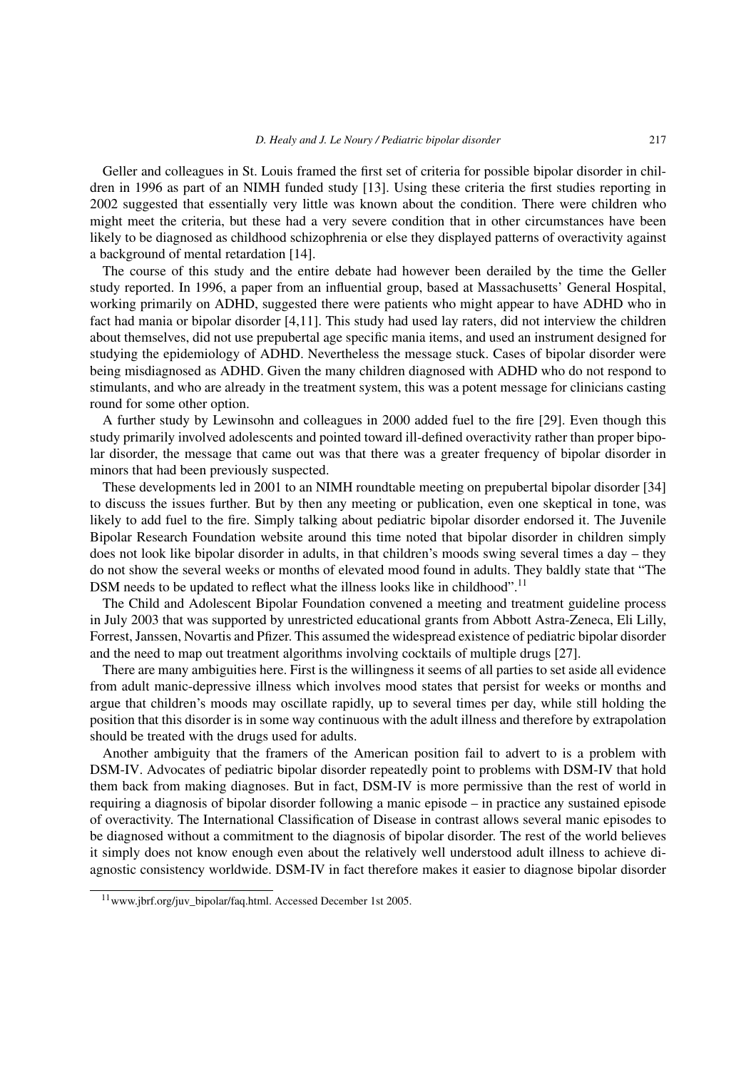Geller and colleagues in St. Louis framed the first set of criteria for possible bipolar disorder in children in 1996 as part of an NIMH funded study [13]. Using these criteria the first studies reporting in 2002 suggested that essentially very little was known about the condition. There were children who might meet the criteria, but these had a very severe condition that in other circumstances have been likely to be diagnosed as childhood schizophrenia or else they displayed patterns of overactivity against a background of mental retardation [14].

The course of this study and the entire debate had however been derailed by the time the Geller study reported. In 1996, a paper from an influential group, based at Massachusetts' General Hospital, working primarily on ADHD, suggested there were patients who might appear to have ADHD who in fact had mania or bipolar disorder [4,11]. This study had used lay raters, did not interview the children about themselves, did not use prepubertal age specific mania items, and used an instrument designed for studying the epidemiology of ADHD. Nevertheless the message stuck. Cases of bipolar disorder were being misdiagnosed as ADHD. Given the many children diagnosed with ADHD who do not respond to stimulants, and who are already in the treatment system, this was a potent message for clinicians casting round for some other option.

A further study by Lewinsohn and colleagues in 2000 added fuel to the fire [29]. Even though this study primarily involved adolescents and pointed toward ill-defined overactivity rather than proper bipolar disorder, the message that came out was that there was a greater frequency of bipolar disorder in minors that had been previously suspected.

These developments led in 2001 to an NIMH roundtable meeting on prepubertal bipolar disorder [34] to discuss the issues further. But by then any meeting or publication, even one skeptical in tone, was likely to add fuel to the fire. Simply talking about pediatric bipolar disorder endorsed it. The Juvenile Bipolar Research Foundation website around this time noted that bipolar disorder in children simply does not look like bipolar disorder in adults, in that children's moods swing several times a day – they do not show the several weeks or months of elevated mood found in adults. They baldly state that "The DSM needs to be updated to reflect what the illness looks like in childhood".[11]

The Child and Adolescent Bipolar Foundation convened a meeting and treatment guideline process in July 2003 that was supported by unrestricted educational grants from Abbott Astra-Zeneca, Eli Lilly, Forrest, Janssen, Novartis and Pfizer. This assumed the widespread existence of pediatric bipolar disorder and the need to map out treatment algorithms involving cocktails of multiple drugs [27].

There are many ambiguities here. First is the willingness it seems of all parties to set aside all evidence from adult manic-depressive illness which involves mood states that persist for weeks or months and argue that children's moods may oscillate rapidly, up to several times per day, while still holding the position that this disorder is in some way continuous with the adult illness and therefore by extrapolation should be treated with the drugs used for adults.

Another ambiguity that the framers of the American position fail to advert to is a problem with DSM-IV. Advocates of pediatric bipolar disorder repeatedly point to problems with DSM-IV that hold them back from making diagnoses. But in fact, DSM-IV is more permissive than the rest of world in requiring a diagnosis of bipolar disorder following a manic episode – in practice any sustained episode of overactivity. The International Classification of Disease in contrast allows several manic episodes to be diagnosed without a commitment to the diagnosis of bipolar disorder. The rest of the world believes it simply does not know enough even about the relatively well understood adult illness to achieve diagnostic consistency worldwide. DSM-IV in fact therefore makes it easier to diagnose bipolar disorder

[11] www.jbrf.org/juv_bipolar/faq.html. Accessed December 1st 2005.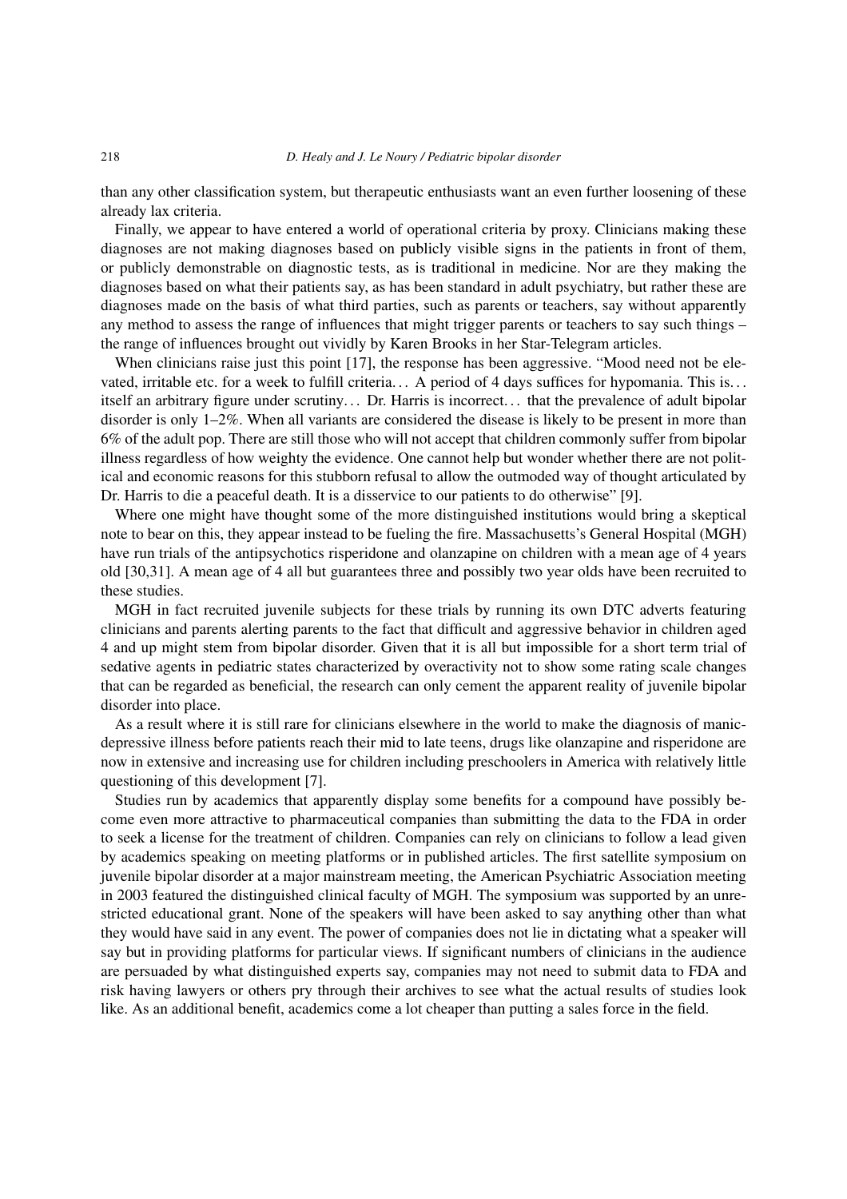than any other classification system, but therapeutic enthusiasts want an even further loosening of these already lax criteria.

Finally, we appear to have entered a world of operational criteria by proxy. Clinicians making these diagnoses are not making diagnoses based on publicly visible signs in the patients in front of them, or publicly demonstrable on diagnostic tests, as is traditional in medicine. Nor are they making the diagnoses based on what their patients say, as has been standard in adult psychiatry, but rather these are diagnoses made on the basis of what third parties, such as parents or teachers, say without apparently any method to assess the range of influences that might trigger parents or teachers to say such things – the range of influences brought out vividly by Karen Brooks in her Star-Telegram articles.

When clinicians raise just this point [17], the response has been aggressive. "Mood need not be elevated, irritable etc. for a week to fulfill criteria... A period of 4 days suffices for hypomania. This is... itself an arbitrary figure under scrutiny... Dr. Harris is incorrect... that the prevalence of adult bipolar disorder is only 1–2%. When all variants are considered the disease is likely to be present in more than 6% of the adult pop. There are still those who will not accept that children commonly suffer from bipolar illness regardless of how weighty the evidence. One cannot help but wonder whether there are not political and economic reasons for this stubborn refusal to allow the outmoded way of thought articulated by Dr. Harris to die a peaceful death. It is a disservice to our patients to do otherwise" [9].

Where one might have thought some of the more distinguished institutions would bring a skeptical note to bear on this, they appear instead to be fueling the fire. Massachusetts's General Hospital (MGH) have run trials of the antipsychotics risperidone and olanzapine on children with a mean age of 4 years old [30,31]. A mean age of 4 all but guarantees three and possibly two year olds have been recruited to these studies.

MGH in fact recruited juvenile subjects for these trials by running its own DTC adverts featuring clinicians and parents alerting parents to the fact that difficult and aggressive behavior in children aged 4 and up might stem from bipolar disorder. Given that it is all but impossible for a short term trial of sedative agents in pediatric states characterized by overactivity not to show some rating scale changes that can be regarded as beneficial, the research can only cement the apparent reality of juvenile bipolar disorder into place.

As a result where it is still rare for clinicians elsewhere in the world to make the diagnosis of manic-depressive illness before patients reach their mid to late teens, drugs like olanzapine and risperidone are now in extensive and increasing use for children including preschoolers in America with relatively little questioning of this development [7].

Studies run by academics that apparently display some benefits for a compound have possibly become even more attractive to pharmaceutical companies than submitting the data to the FDA in order to seek a license for the treatment of children. Companies can rely on clinicians to follow a lead given by academics speaking on meeting platforms or in published articles. The first satellite symposium on juvenile bipolar disorder at a major mainstream meeting, the American Psychiatric Association meeting in 2003 featured the distinguished clinical faculty of MGH. The symposium was supported by an unrestricted educational grant. None of the speakers will have been asked to say anything other than what they would have said in any event. The power of companies does not lie in dictating what a speaker will say but in providing platforms for particular views. If significant numbers of clinicians in the audience are persuaded by what distinguished experts say, companies may not need to submit data to FDA and risk having lawyers or others pry through their archives to see what the actual results of studies look like. As an additional benefit, academics come a lot cheaper than putting a sales force in the field.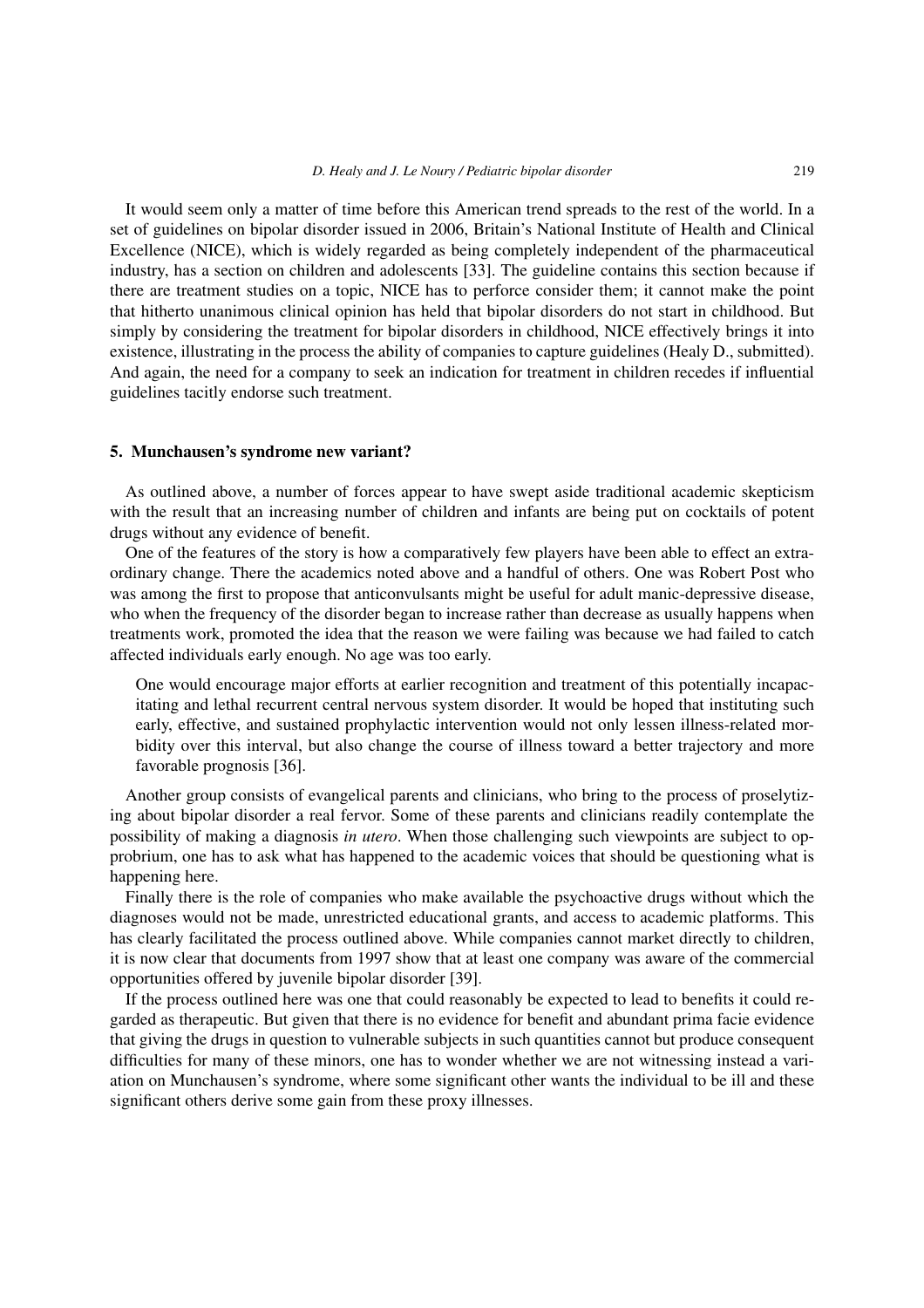It would seem only a matter of time before this American trend spreads to the rest of the world. In a set of guidelines on bipolar disorder issued in 2006, Britain's National Institute of Health and Clinical Excellence (NICE), which is widely regarded as being completely independent of the pharmaceutical industry, has a section on children and adolescents [33]. The guideline contains this section because if there are treatment studies on a topic, NICE has to perforce consider them; it cannot make the point that hitherto unanimous clinical opinion has held that bipolar disorders do not start in childhood. But simply by considering the treatment for bipolar disorders in childhood, NICE effectively brings it into existence, illustrating in the process the ability of companies to capture guidelines (Healy D., submitted). And again, the need for a company to seek an indication for treatment in children recedes if influential guidelines tacitly endorse such treatment.

## 5. Munchausen's syndrome new variant?

As outlined above, a number of forces appear to have swept aside traditional academic skepticism with the result that an increasing number of children and infants are being put on cocktails of potent drugs without any evidence of benefit.

One of the features of the story is how a comparatively few players have been able to effect an extraordinary change. There the academics noted above and a handful of others. One was Robert Post who was among the first to propose that anticonvulsants might be useful for adult manic-depressive disease, who when the frequency of the disorder began to increase rather than decrease as usually happens when treatments work, promoted the idea that the reason we were failing was because we had failed to catch affected individuals early enough. No age was too early.

> One would encourage major efforts at earlier recognition and treatment of this potentially incapacitating and lethal recurrent central nervous system disorder. It would be hoped that instituting such early, effective, and sustained prophylactic intervention would not only lessen illness-related morbidity over this interval, but also change the course of illness toward a better trajectory and more favorable prognosis [36].

Another group consists of evangelical parents and clinicians, who bring to the process of proselytizing about bipolar disorder a real fervor. Some of these parents and clinicians readily contemplate the possibility of making a diagnosis *in utero*. When those challenging such viewpoints are subject to opprobrium, one has to ask what has happened to the academic voices that should be questioning what is happening here.

Finally there is the role of companies who make available the psychoactive drugs without which the diagnoses would not be made, unrestricted educational grants, and access to academic platforms. This has clearly facilitated the process outlined above. While companies cannot market directly to children, it is now clear that documents from 1997 show that at least one company was aware of the commercial opportunities offered by juvenile bipolar disorder [39].

If the process outlined here was one that could reasonably be expected to lead to benefits it could regarded as therapeutic. But given that there is no evidence for benefit and abundant prima facie evidence that giving the drugs in question to vulnerable subjects in such quantities cannot but produce consequent difficulties for many of these minors, one has to wonder whether we are not witnessing instead a variation on Munchausen's syndrome, where some significant other wants the individual to be ill and these significant others derive some gain from these proxy illnesses.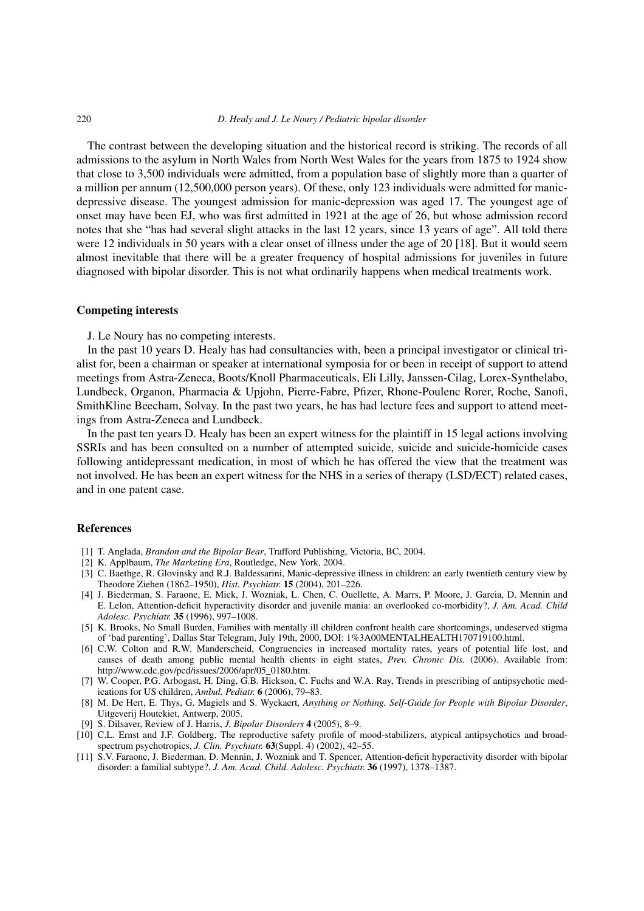The contrast between the developing situation and the historical record is striking. The records of all admissions to the asylum in North Wales from North West Wales for the years from 1875 to 1924 show that close to 3,500 individuals were admitted, from a population base of slightly more than a quarter of a million per annum (12,500,000 person years). Of these, only 123 individuals were admitted for manic-depressive disease. The youngest admission for manic-depression was aged 17. The youngest age of onset may have been EJ, who was first admitted in 1921 at the age of 26, but whose admission record notes that she "has had several slight attacks in the last 12 years, since 13 years of age". All told there were 12 individuals in 50 years with a clear onset of illness under the age of 20 [18]. But it would seem almost inevitable that there will be a greater frequency of hospital admissions for juveniles in future diagnosed with bipolar disorder. This is not what ordinarily happens when medical treatments work.

## Competing interests

J. Le Noury has no competing interests.

In the past 10 years D. Healy has had consultancies with, been a principal investigator or clinical trialist for, been a chairman or speaker at international symposia for or been in receipt of support to attend meetings from Astra-Zeneca, Boots/Knoll Pharmaceuticals, Eli Lilly, Janssen-Cilag, Lorex-Synthelabo, Lundbeck, Organon, Pharmacia & Upjohn, Pierre-Fabre, Pfizer, Rhone-Poulenc Rorer, Roche, Sanofi, SmithKline Beecham, Solvay. In the past two years, he has had lecture fees and support to attend meetings from Astra-Zeneca and Lundbeck.

In the past ten years D. Healy has been an expert witness for the plaintiff in 15 legal actions involving SSRIs and has been consulted on a number of attempted suicide, suicide and suicide-homicide cases following antidepressant medication, in most of which he has offered the view that the treatment was not involved. He has been an expert witness for the NHS in a series of therapy (LSD/ECT) related cases, and in one patent case.

## References

[1] T. Anglada, *Brandon and the Bipolar Bear*, Trafford Publishing, Victoria, BC, 2004.

[2] K. Applbaum, *The Marketing Era*, Routledge, New York, 2004.

[3] C. Baethge, R. Glovinsky and R.J. Baldessarini, Manic-depressive illness in children: an early twentieth century view by Theodore Ziehen (1862–1950), *Hist. Psychiatr.* **15** (2004), 201–226.

[4] J. Biederman, S. Faraone, E. Mick, J. Wozniak, L. Chen, C. Ouellette, A. Marrs, P. Moore, J. Garcia, D. Mennin and E. Lelon, Attention-deficit hyperactivity disorder and juvenile mania: an overlooked co-morbidity?, *J. Am. Acad. Child Adolesc. Psychiatr.* **35** (1996), 997–1008.

[5] K. Brooks, No Small Burden, Families with mentally ill children confront health care shortcomings, undeserved stigma of 'bad parenting', Dallas Star Telegram, July 19th, 2000, DOI: 1%3A00MENTALHEALTH170719100.html.

[6] C.W. Colton and R.W. Manderscheid, Congruencies in increased mortality rates, years of potential life lost, and causes of death among public mental health clients in eight states, *Prev. Chronic Dis.* (2006). Available from: http://www.cdc.gov/pcd/issues/2006/apr/05_0180.htm.

[7] W. Cooper, P.G. Arbogast, H. Ding, G.B. Hickson, C. Fuchs and W.A. Ray, Trends in prescribing of antipsychotic medications for US children, *Ambul. Pediatr.* **6** (2006), 79–83.

[8] M. De Hert, E. Thys, G. Magiels and S. Wyckaert, *Anything or Nothing. Self-Guide for People with Bipolar Disorder*, Uitgeverij Houtekiet, Antwerp, 2005.

[9] S. Dilsaver, Review of J. Harris, *J. Bipolar Disorders* **4** (2005), 8–9.

[10] C.L. Ernst and J.F. Goldberg, The reproductive safety profile of mood-stabilizers, atypical antipsychotics and broad-spectrum psychotropics, *J. Clin. Psychiatr.* **63**(Suppl. 4) (2002), 42–55.

[11] S.V. Faraone, J. Biederman, D. Mennin, J. Wozniak and T. Spencer, Attention-deficit hyperactivity disorder with bipolar disorder: a familial subtype?, *J. Am. Acad. Child. Adolesc. Psychiatr.* **36** (1997), 1378–1387.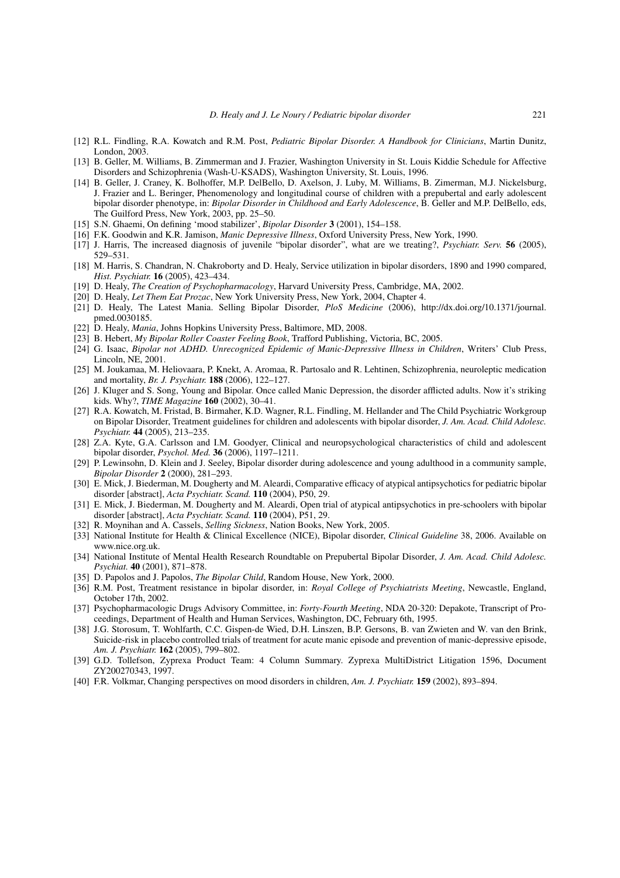[12] R.L. Findling, R.A. Kowatch and R.M. Post, *Pediatric Bipolar Disorder. A Handbook for Clinicians*, Martin Dunitz, London, 2003.

[13] B. Geller, M. Williams, B. Zimmerman and J. Frazier, Washington University in St. Louis Kiddie Schedule for Affective Disorders and Schizophrenia (Wash-U-KSADS), Washington University, St. Louis, 1996.

[14] B. Geller, J. Craney, K. Bolhoffer, M.P. DelBello, D. Axelson, J. Luby, M. Williams, B. Zimerman, M.J. Nickelsburg, J. Frazier and L. Beringer, Phenomenology and longitudinal course of children with a prepubertal and early adolescent bipolar disorder phenotype, in: *Bipolar Disorder in Childhood and Early Adolescence*, B. Geller and M.P. DelBello, eds, The Guilford Press, New York, 2003, pp. 25–50.

[15] S.N. Ghaemi, On defining 'mood stabilizer', *Bipolar Disorder* **3** (2001), 154–158.

[16] F.K. Goodwin and K.R. Jamison, *Manic Depressive Illness*, Oxford University Press, New York, 1990.

[17] J. Harris, The increased diagnosis of juvenile "bipolar disorder", what are we treating?, *Psychiatr. Serv.* **56** (2005), 529–531.

[18] M. Harris, S. Chandran, N. Chakroborty and D. Healy, Service utilization in bipolar disorders, 1890 and 1990 compared, *Hist. Psychiatr.* **16** (2005), 423–434.

[19] D. Healy, *The Creation of Psychopharmacology*, Harvard University Press, Cambridge, MA, 2002.

[20] D. Healy, *Let Them Eat Prozac*, New York University Press, New York, 2004, Chapter 4.

[21] D. Healy, The Latest Mania. Selling Bipolar Disorder, *PloS Medicine* (2006), http://dx.doi.org/10.1371/journal.pmed.0030185.

[22] D. Healy, *Mania*, Johns Hopkins University Press, Baltimore, MD, 2008.

[23] B. Hebert, *My Bipolar Roller Coaster Feeling Book*, Trafford Publishing, Victoria, BC, 2005.

[24] G. Isaac, *Bipolar not ADHD. Unrecognized Epidemic of Manic-Depressive Illness in Children*, Writers' Club Press, Lincoln, NE, 2001.

[25] M. Joukamaa, M. Heliovaara, P. Knekt, A. Aromaa, R. Partosalo and R. Lehtinen, Schizophrenia, neuroleptic medication and mortality, *Br. J. Psychiatr.* **188** (2006), 122–127.

[26] J. Kluger and S. Song, Young and Bipolar. Once called Manic Depression, the disorder afflicted adults. Now it's striking kids. Why?, *TIME Magazine* **160** (2002), 30–41.

[27] R.A. Kowatch, M. Fristad, B. Birmaher, K.D. Wagner, R.L. Findling, M. Hellander and The Child Psychiatric Workgroup on Bipolar Disorder, Treatment guidelines for children and adolescents with bipolar disorder, *J. Am. Acad. Child Adolesc. Psychiatr.* **44** (2005), 213–235.

[28] Z.A. Kyte, G.A. Carlsson and I.M. Goodyer, Clinical and neuropsychological characteristics of child and adolescent bipolar disorder, *Psychol. Med.* **36** (2006), 1197–1211.

[29] P. Lewinsohn, D. Klein and J. Seeley, Bipolar disorder during adolescence and young adulthood in a community sample, *Bipolar Disorder* **2** (2000), 281–293.

[30] E. Mick, J. Biederman, M. Dougherty and M. Aleardi, Comparative efficacy of atypical antipsychotics for pediatric bipolar disorder [abstract], *Acta Psychiatr. Scand.* **110** (2004), P50, 29.

[31] E. Mick, J. Biederman, M. Dougherty and M. Aleardi, Open trial of atypical antipsychotics in pre-schoolers with bipolar disorder [abstract], *Acta Psychiatr. Scand.* **110** (2004), P51, 29.

[32] R. Moynihan and A. Cassels, *Selling Sickness*, Nation Books, New York, 2005.

[33] National Institute for Health & Clinical Excellence (NICE), Bipolar disorder, *Clinical Guideline* 38, 2006. Available on www.nice.org.uk.

[34] National Institute of Mental Health Research Roundtable on Prepubertal Bipolar Disorder, *J. Am. Acad. Child Adolesc. Psychiat.* **40** (2001), 871–878.

[35] D. Papolos and J. Papolos, *The Bipolar Child*, Random House, New York, 2000.

[36] R.M. Post, Treatment resistance in bipolar disorder, in: *Royal College of Psychiatrists Meeting*, Newcastle, England, October 17th, 2002.

[37] Psychopharmacologic Drugs Advisory Committee, in: *Forty-Fourth Meeting*, NDA 20-320: Depakote, Transcript of Proceedings, Department of Health and Human Services, Washington, DC, February 6th, 1995.

[38] J.G. Storosum, T. Wohlfarth, C.C. Gispen-de Wied, D.H. Linszen, B.P. Gersons, B. van Zwieten and W. van den Brink, Suicide-risk in placebo controlled trials of treatment for acute manic episode and prevention of manic-depressive episode, *Am. J. Psychiatr.* **162** (2005), 799–802.

[39] G.D. Tollefson, Zyprexa Product Team: 4 Column Summary. Zyprexa MultiDistrict Litigation 1596, Document ZY200270343, 1997.

[40] F.R. Volkmar, Changing perspectives on mood disorders in children, *Am. J. Psychiatr.* **159** (2002), 893–894.